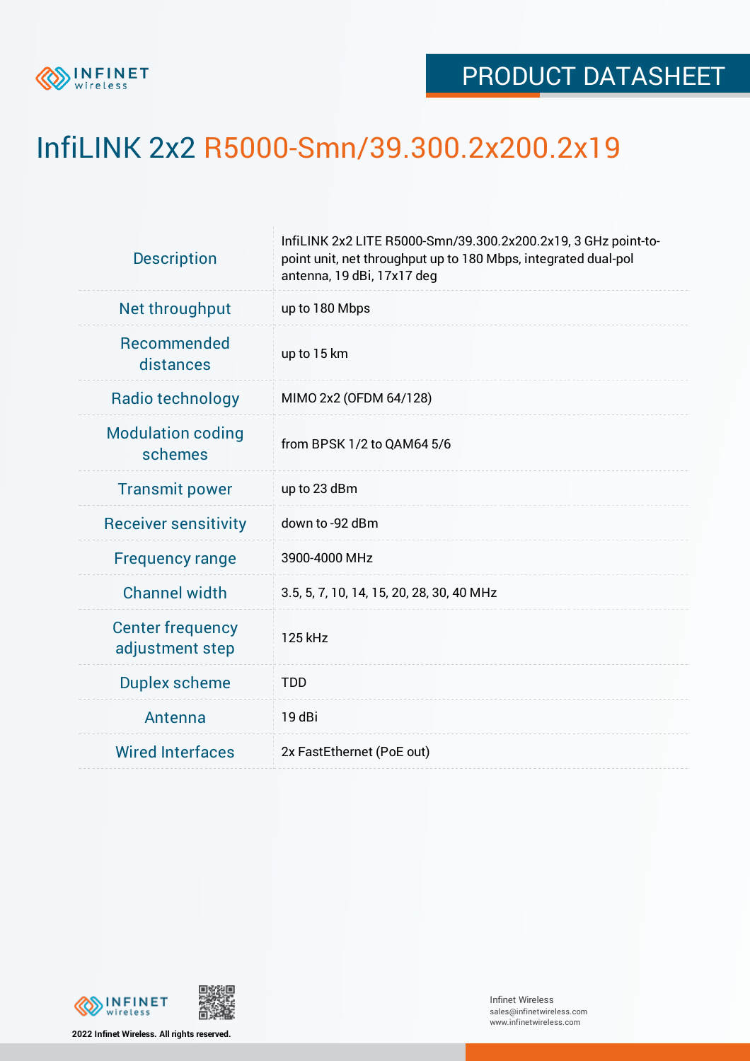PRODUCT DATASHEET

# InfiLINK 2x2 R5000-Smn/39.300.2x200.2x19

| | |
|---|---|
| Description | InfiLINK 2x2 LITE R5000-Smn/39.300.2x200.2x19, 3 GHz point-to-point unit, net throughput up to 180 Mbps, integrated dual-pol antenna, 19 dBi, 17x17 deg |
| Net throughput | up to 180 Mbps |
| Recommended distances | up to 15 km |
| Radio technology | MIMO 2x2 (OFDM 64/128) |
| Modulation coding schemes | from BPSK 1/2 to QAM64 5/6 |
| Transmit power | up to 23 dBm |
| Receiver sensitivity | down to -92 dBm |
| Frequency range | 3900-4000 MHz |
| Channel width | 3.5, 5, 7, 10, 14, 15, 20, 28, 30, 40 MHz |
| Center frequency adjustment step | 125 kHz |
| Duplex scheme | TDD |
| Antenna | 19 dBi |
| Wired Interfaces | 2x FastEthernet (PoE out) |

2022 Infinet Wireless. All rights reserved.

Infinet Wireless
sales@infinetwireless.com
www.infinetwireless.com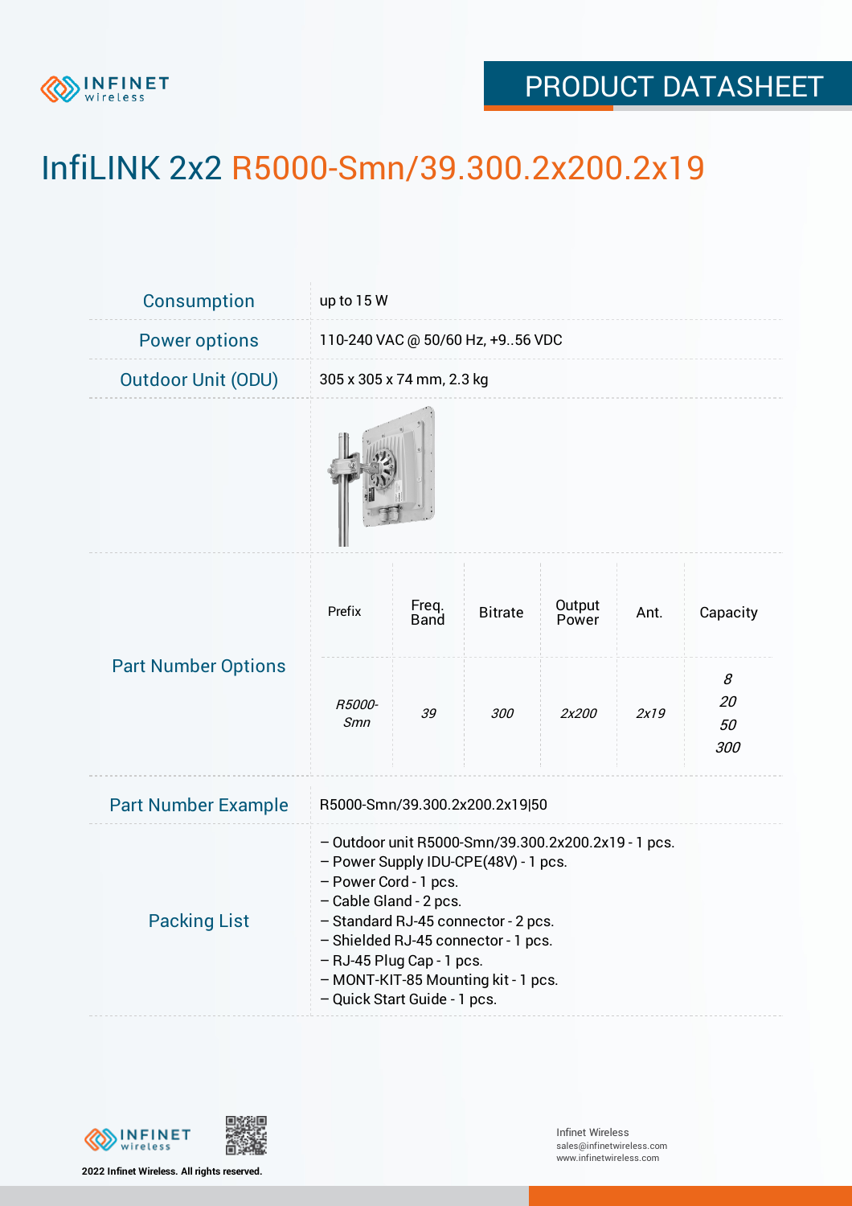# InfiLINK 2x2 R5000-Smn/39.300.2x200.2x19

| | |
|---|---|
| Consumption | up to 15 W |
| Power options | 110-240 VAC @ 50/60 Hz, +9..56 VDC |
| Outdoor Unit (ODU) | 305 x 305 x 74 mm, 2.3 kg |

**Part Number Options**

| Prefix | Freq. Band | Bitrate | Output Power | Ant. | Capacity |
|---|---|---|---|---|---|
| *R5000-Smn* | *39* | *300* | *2x200* | *2x19* | *8*<br>*20*<br>*50*<br>*300* |

**Part Number Example**

R5000-Smn/39.300.2x200.2x19|50

**Packing List**

- Outdoor unit R5000-Smn/39.300.2x200.2x19 - 1 pcs.
- Power Supply IDU-CPE(48V) - 1 pcs.
- Power Cord - 1 pcs.
- Cable Gland - 2 pcs.
- Standard RJ-45 connector - 2 pcs.
- Shielded RJ-45 connector - 1 pcs.
- RJ-45 Plug Cap - 1 pcs.
- MONT-KIT-85 Mounting kit - 1 pcs.
- Quick Start Guide - 1 pcs.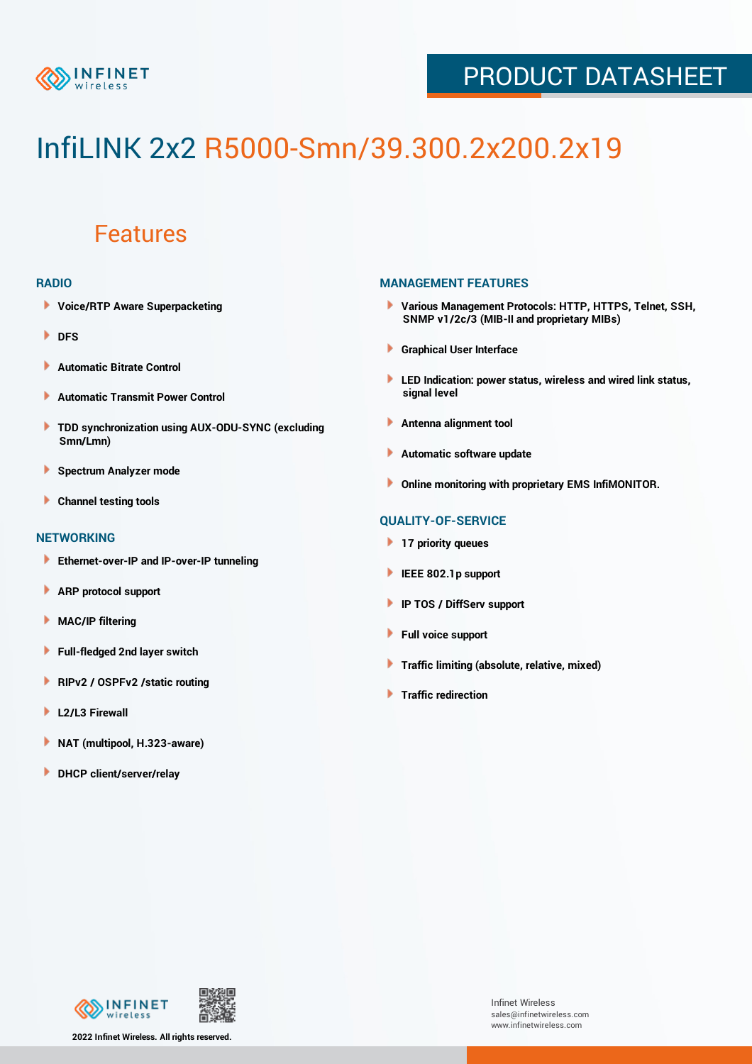# InfiLINK 2x2 R5000-Smn/39.300.2x200.2x19

## Features

### RADIO

- Voice/RTP Aware Superpacketing
- DFS
- Automatic Bitrate Control
- Automatic Transmit Power Control
- TDD synchronization using AUX-ODU-SYNC (excluding Smn/Lmn)
- Spectrum Analyzer mode
- Channel testing tools

### NETWORKING

- Ethernet-over-IP and IP-over-IP tunneling
- ARP protocol support
- MAC/IP filtering
- Full-fledged 2nd layer switch
- RIPv2 / OSPFv2 /static routing
- L2/L3 Firewall
- NAT (multipool, H.323-aware)
- DHCP client/server/relay

### MANAGEMENT FEATURES

- Various Management Protocols: HTTP, HTTPS, Telnet, SSH, SNMP v1/2c/3 (MIB-II and proprietary MIBs)
- Graphical User Interface
- LED Indication: power status, wireless and wired link status, signal level
- Antenna alignment tool
- Automatic software update
- Online monitoring with proprietary EMS InfiMONITOR.

### QUALITY-OF-SERVICE

- 17 priority queues
- IEEE 802.1p support
- IP TOS / DiffServ support
- Full voice support
- Traffic limiting (absolute, relative, mixed)
- Traffic redirection

2022 Infinet Wireless. All rights reserved.

Infinet Wireless
sales@infinetwireless.com
www.infinetwireless.com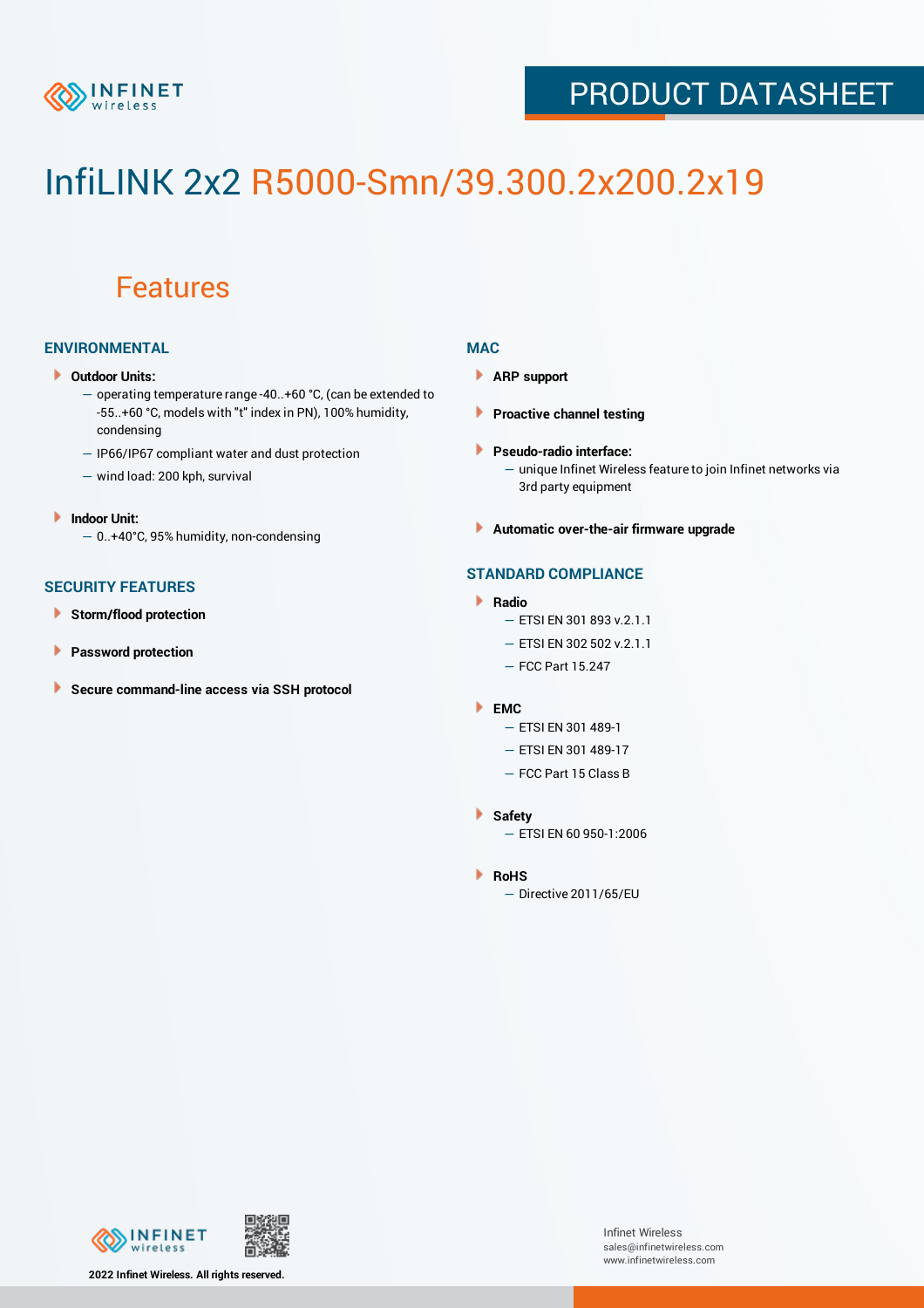# PRODUCT DATASHEET

# InfiLINK 2x2 R5000-Smn/39.300.2x200.2x19

## Features

### ENVIRONMENTAL

- **Outdoor Units:**
  - operating temperature range -40..+60 °C, (can be extended to -55..+60 °C, models with "t" index in PN), 100% humidity, condensing
  - IP66/IP67 compliant water and dust protection
  - wind load: 200 kph, survival
- **Indoor Unit:**
  - 0..+40°C, 95% humidity, non-condensing

### SECURITY FEATURES

- **Storm/flood protection**
- **Password protection**
- **Secure command-line access via SSH protocol**

### MAC

- **ARP support**
- **Proactive channel testing**
- **Pseudo-radio interface:**
  - unique Infinet Wireless feature to join Infinet networks via 3rd party equipment
- **Automatic over-the-air firmware upgrade**

### STANDARD COMPLIANCE

- **Radio**
  - ETSI EN 301 893 v.2.1.1
  - ETSI EN 302 502 v.2.1.1
  - FCC Part 15.247
- **EMC**
  - ETSI EN 301 489-1
  - ETSI EN 301 489-17
  - FCC Part 15 Class B
- **Safety**
  - ETSI EN 60 950-1:2006
- **RoHS**
  - Directive 2011/65/EU

2022 Infinet Wireless. All rights reserved.

Infinet Wireless
sales@infinetwireless.com
www.infinetwireless.com